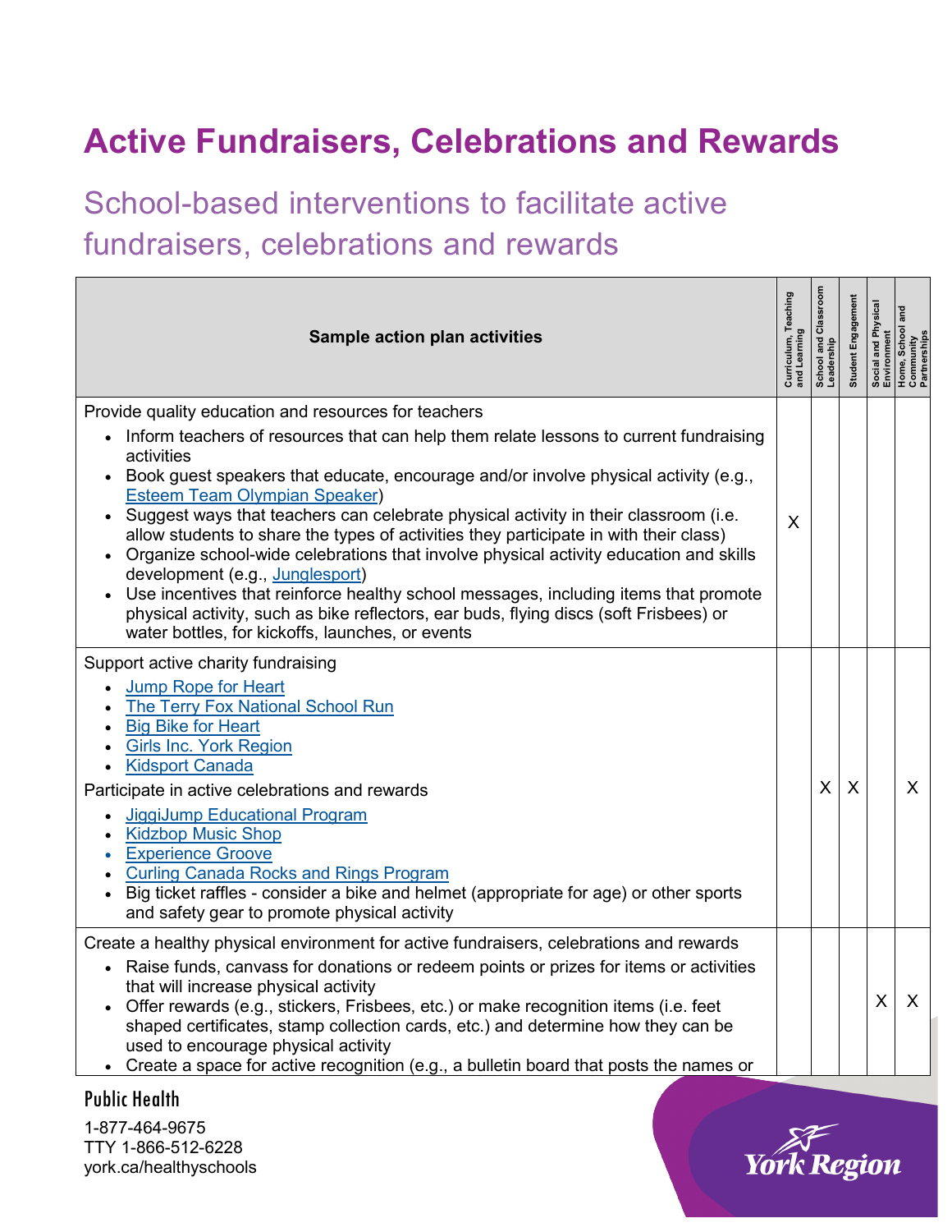# Active Fundraisers, Celebrations and Rewards

## School-based interventions to facilitate active fundraisers, celebrations and rewards

| Sample action plan activities | Curriculum, Teaching and Learning | School and Classroom Leadership | Student Engagement | Social and Physical Environment | Home, School and Community Partnerships |
|---|---|---|---|---|---|
| Provide quality education and resources for teachers<br>• Inform teachers of resources that can help them relate lessons to current fundraising activities<br>• Book guest speakers that educate, encourage and/or involve physical activity (e.g., Esteem Team Olympian Speaker)<br>• Suggest ways that teachers can celebrate physical activity in their classroom (i.e. allow students to share the types of activities they participate in with their class)<br>• Organize school-wide celebrations that involve physical activity education and skills development (e.g., Junglesport)<br>• Use incentives that reinforce healthy school messages, including items that promote physical activity, such as bike reflectors, ear buds, flying discs (soft Frisbees) or water bottles, for kickoffs, launches, or events | X | | | | |
| Support active charity fundraising<br>• Jump Rope for Heart<br>• The Terry Fox National School Run<br>• Big Bike for Heart<br>• Girls Inc. York Region<br>• Kidsport Canada<br>Participate in active celebrations and rewards<br>• JiggiJump Educational Program<br>• Kidzbop Music Shop<br>• Experience Groove<br>• Curling Canada Rocks and Rings Program<br>• Big ticket raffles - consider a bike and helmet (appropriate for age) or other sports and safety gear to promote physical activity | | X | X | | X |
| Create a healthy physical environment for active fundraisers, celebrations and rewards<br>• Raise funds, canvass for donations or redeem points or prizes for items or activities that will increase physical activity<br>• Offer rewards (e.g., stickers, Frisbees, etc.) or make recognition items (i.e. feet shaped certificates, stamp collection cards, etc.) and determine how they can be used to encourage physical activity<br>• Create a space for active recognition (e.g., a bulletin board that posts the names or | | | | X | X |

Public Health

1-877-464-9675
TTY 1-866-512-6228
york.ca/healthyschools

York Region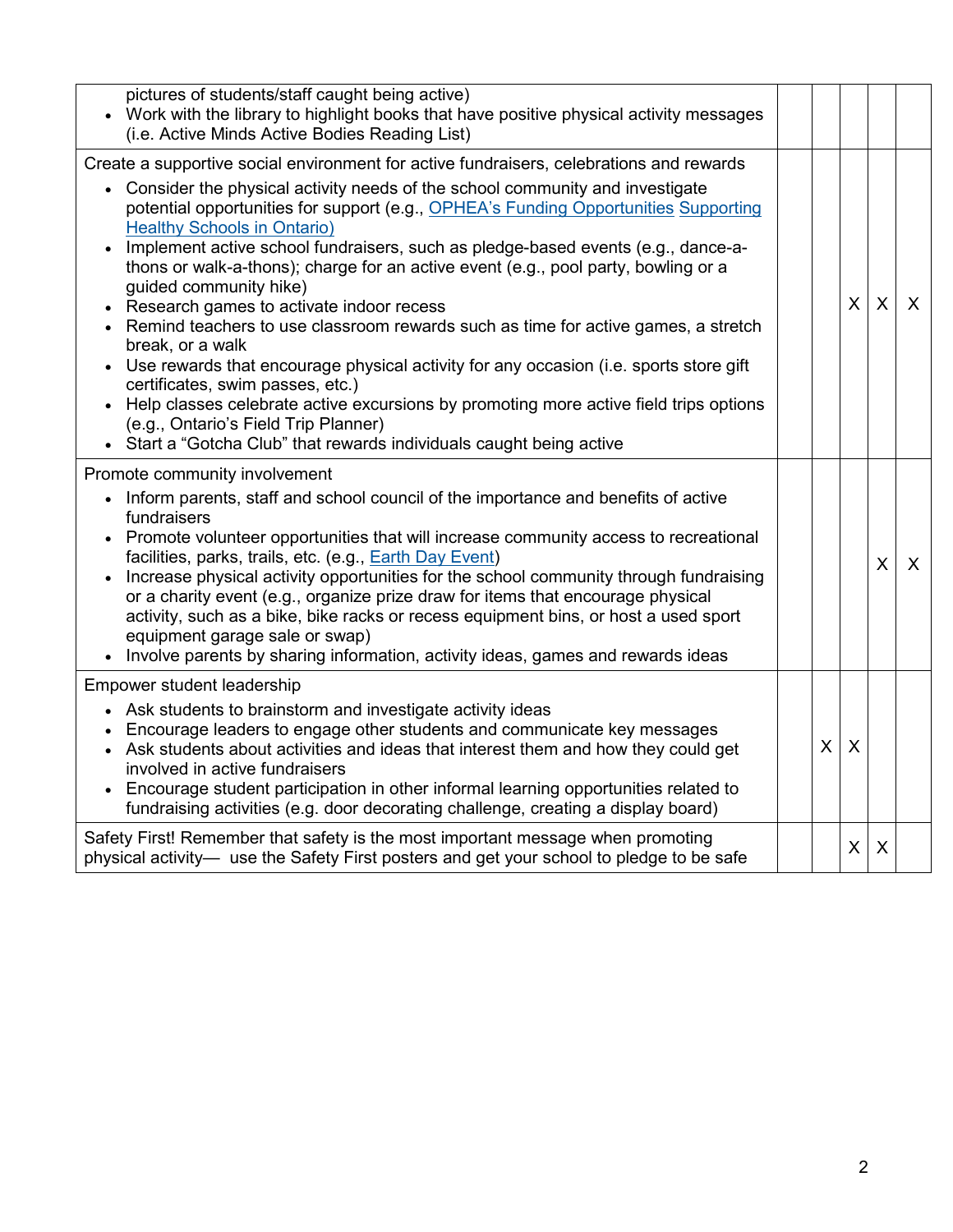| | | | | | |
|---|---|---|---|---|---|
| pictures of students/staff caught being active)<br>• Work with the library to highlight books that have positive physical activity messages (i.e. Active Minds Active Bodies Reading List) | | | | | |
| Create a supportive social environment for active fundraisers, celebrations and rewards<br>• Consider the physical activity needs of the school community and investigate potential opportunities for support (e.g., OPHEA's Funding Opportunities Supporting Healthy Schools in Ontario)<br>• Implement active school fundraisers, such as pledge-based events (e.g., dance-a-thons or walk-a-thons); charge for an active event (e.g., pool party, bowling or a guided community hike)<br>• Research games to activate indoor recess<br>• Remind teachers to use classroom rewards such as time for active games, a stretch break, or a walk<br>• Use rewards that encourage physical activity for any occasion (i.e. sports store gift certificates, swim passes, etc.)<br>• Help classes celebrate active excursions by promoting more active field trips options (e.g., Ontario's Field Trip Planner)<br>• Start a "Gotcha Club" that rewards individuals caught being active | | | X | X | X |
| Promote community involvement<br>• Inform parents, staff and school council of the importance and benefits of active fundraisers<br>• Promote volunteer opportunities that will increase community access to recreational facilities, parks, trails, etc. (e.g., Earth Day Event)<br>• Increase physical activity opportunities for the school community through fundraising or a charity event (e.g., organize prize draw for items that encourage physical activity, such as a bike, bike racks or recess equipment bins, or host a used sport equipment garage sale or swap)<br>• Involve parents by sharing information, activity ideas, games and rewards ideas | | | | X | X |
| Empower student leadership<br>• Ask students to brainstorm and investigate activity ideas<br>• Encourage leaders to engage other students and communicate key messages<br>• Ask students about activities and ideas that interest them and how they could get involved in active fundraisers<br>• Encourage student participation in other informal learning opportunities related to fundraising activities (e.g. door decorating challenge, creating a display board) | | X | X | | |
| Safety First! Remember that safety is the most important message when promoting physical activity— use the Safety First posters and get your school to pledge to be safe | | | X | X | |